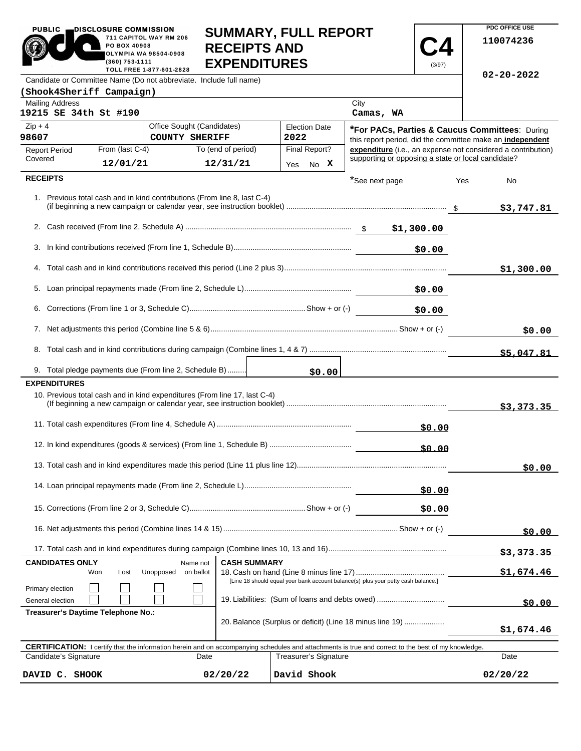PUBLIC DISCLOSURE COMMISSION
711 CAPITOL WAY RM 206
PO BOX 40908
OLYMPIA WA 98504-0908
(360) 753-1111
TOLL FREE 1-877-601-2828

# SUMMARY, FULL REPORT RECEIPTS AND EXPENDITURES

**C4** (3/97)

PDC OFFICE USE
110074236

02-20-2022

Candidate or Committee Name (Do not abbreviate. Include full name)
**(Shook4Sheriff Campaign)**

| Mailing Address | City |
|---|---|
| 19215 SE 34th St #190 | Camas, WA |

| Zip + 4 | Office Sought (Candidates) | Election Date |
|---|---|---|
| 98607 | COUNTY SHERIFF | 2022 |

| Report Period Covered | From (last C-4) | To (end of period) | Final Report? |
|---|---|---|---|
| | 12/01/21 | 12/31/21 | Yes No X |

***For PACs, Parties & Caucus Committees**: During this report period, did the committee make an **independent expenditure** (i.e., an expense not considered a contribution) supporting or opposing a state or local candidate?

*See next page Yes No

## RECEIPTS

| | | |
|---|---|---|
| 1. Previous total cash and in kind contributions (From line 8, last C-4) (if beginning a new campaign or calendar year, see instruction booklet) | | $3,747.81 |
| 2. Cash received (From line 2, Schedule A) | $1,300.00 | |
| 3. In kind contributions received (From line 1, Schedule B) | $0.00 | |
| 4. Total cash and in kind contributions received this period (Line 2 plus 3) | | $1,300.00 |
| 5. Loan principal repayments made (From line 2, Schedule L) | $0.00 | |
| 6. Corrections (From line 1 or 3, Schedule C) Show + or (-) | $0.00 | |
| 7. Net adjustments this period (Combine line 5 & 6) Show + or (-) | | $0.00 |
| 8. Total cash and in kind contributions during campaign (Combine lines 1, 4 & 7) | | $5,047.81 |
| 9. Total pledge payments due (From line 2, Schedule B) | $0.00 | |

## EXPENDITURES

| | | |
|---|---|---|
| 10. Previous total cash and in kind expenditures (From line 17, last C-4) (If beginning a new campaign or calendar year, see instruction booklet) | | $3,373.35 |
| 11. Total cash expenditures (From line 4, Schedule A) | $0.00 | |
| 12. In kind expenditures (goods & services) (From line 1, Schedule B) | $0.00 | |
| 13. Total cash and in kind expenditures made this period (Line 11 plus line 12) | | $0.00 |
| 14. Loan principal repayments made (From line 2, Schedule L) | $0.00 | |
| 15. Corrections (From line 2 or 3, Schedule C) Show + or (-) | $0.00 | |
| 16. Net adjustments this period (Combine lines 14 & 15) Show + or (-) | | $0.00 |
| 17. Total cash and in kind expenditures during campaign (Combine lines 10, 13 and 16) | | $3,373.35 |

**CANDIDATES ONLY**

| | Won | Lost | Unopposed | Name not on ballot |
|---|---|---|---|---|
| Primary election | ☐ | ☐ | ☐ | ☐ |
| General election | ☐ | ☐ | ☐ | ☐ |

**Treasurer's Daytime Telephone No.:**

**CASH SUMMARY**

| | |
|---|---|
| 18. Cash on hand (Line 8 minus line 17) [Line 18 should equal your bank account balance(s) plus your petty cash balance.] | $1,674.46 |
| 19. Liabilities: (Sum of loans and debts owed) | $0.00 |
| 20. Balance (Surplus or deficit) (Line 18 minus line 19) | $1,674.46 |

**CERTIFICATION:** I certify that the information herein and on accompanying schedules and attachments is true and correct to the best of my knowledge.

| Candidate's Signature | Date | Treasurer's Signature | Date |
|---|---|---|---|
| DAVID C. SHOOK | 02/20/22 | David Shook | 02/20/22 |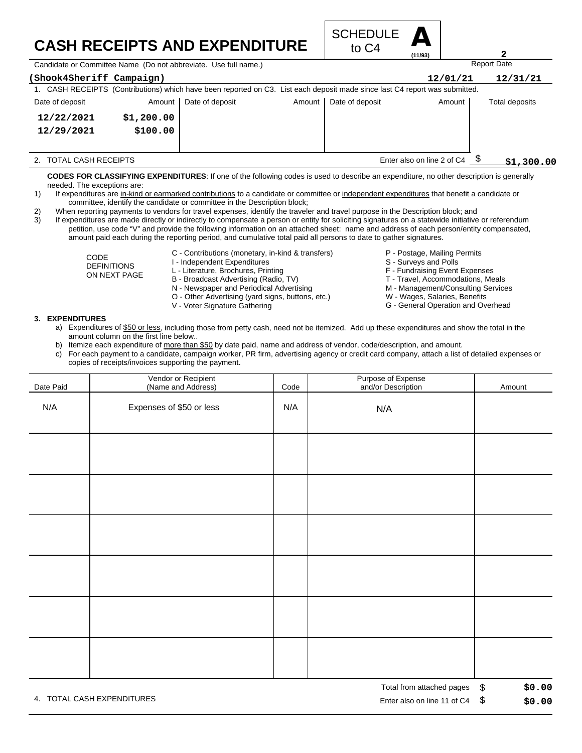# CASH RECEIPTS AND EXPENDITURE

SCHEDULE **A** to C4 (11/93)

Candidate or Committee Name (Do not abbreviate. Use full name.)

**(Shook4Sheriff Campaign)**

Report Date: **12/01/21** **12/31/21**

1. CASH RECEIPTS (Contributions) which have been reported on C3. List each deposit made since last C4 report was submitted.

| Date of deposit | Amount | Date of deposit | Amount | Date of deposit | Amount | Total deposits |
|---|---|---|---|---|---|---|
| 12/22/2021 | $1,200.00 | | | | | |
| 12/29/2021 | $100.00 | | | | | |

2. TOTAL CASH RECEIPTS — Enter also on line 2 of C4 $ **$1,300.00**

**CODES FOR CLASSIFYING EXPENDITURES**: If one of the following codes is used to describe an expenditure, no other description is generally needed. The exceptions are:

1) If expenditures are in-kind or earmarked contributions to a candidate or committee or independent expenditures that benefit a candidate or committee, identify the candidate or committee in the Description block;
2) When reporting payments to vendors for travel expenses, identify the traveler and travel purpose in the Description block; and
3) If expenditures are made directly or indirectly to compensate a person or entity for soliciting signatures on a statewide initiative or referendum petition, use code "V" and provide the following information on an attached sheet: name and address of each person/entity compensated, amount paid each during the reporting period, and cumulative total paid all persons to date to gather signatures.

CODE DEFINITIONS ON NEXT PAGE

- C - Contributions (monetary, in-kind & transfers)
- I - Independent Expenditures
- L - Literature, Brochures, Printing
- B - Broadcast Advertising (Radio, TV)
- N - Newspaper and Periodical Advertising
- O - Other Advertising (yard signs, buttons, etc.)
- V - Voter Signature Gathering
- P - Postage, Mailing Permits
- S - Surveys and Polls
- F - Fundraising Event Expenses
- T - Travel, Accommodations, Meals
- M - Management/Consulting Services
- W - Wages, Salaries, Benefits
- G - General Operation and Overhead

**3. EXPENDITURES**

a) Expenditures of $50 or less, including those from petty cash, need not be itemized. Add up these expenditures and show the total in the amount column on the first line below..
b) Itemize each expenditure of more than $50 by date paid, name and address of vendor, code/description, and amount.
c) For each payment to a candidate, campaign worker, PR firm, advertising agency or credit card company, attach a list of detailed expenses or copies of receipts/invoices supporting the payment.

| Date Paid | Vendor or Recipient (Name and Address) | Code | Purpose of Expense and/or Description | Amount |
|---|---|---|---|---|
| N/A | Expenses of $50 or less | N/A | N/A | |
| | | | | |
| | | | | |
| | | | | |
| | | | | |
| | | | | |
| | | | | |

Total from attached pages $ **$0.00**

4. TOTAL CASH EXPENDITURES — Enter also on line 11 of C4 $ **$0.00**